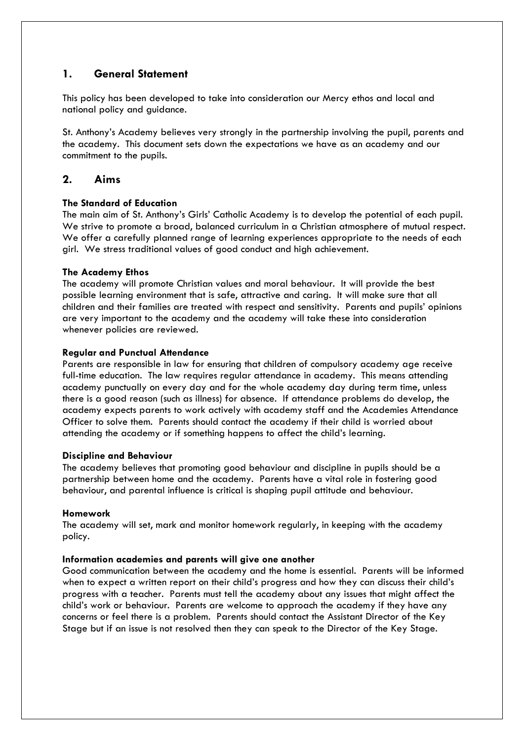## 1. General Statement

This policy has been developed to take into consideration our Mercy ethos and local and national policy and guidance.

St. Anthony's Academy believes very strongly in the partnership involving the pupil, parents and the academy. This document sets down the expectations we have as an academy and our commitment to the pupils.

## 2. Aims

**The Standard of Education**

The main aim of St. Anthony's Girls' Catholic Academy is to develop the potential of each pupil. We strive to promote a broad, balanced curriculum in a Christian atmosphere of mutual respect. We offer a carefully planned range of learning experiences appropriate to the needs of each girl. We stress traditional values of good conduct and high achievement.

**The Academy Ethos**

The academy will promote Christian values and moral behaviour. It will provide the best possible learning environment that is safe, attractive and caring. It will make sure that all children and their families are treated with respect and sensitivity. Parents and pupils' opinions are very important to the academy and the academy will take these into consideration whenever policies are reviewed.

**Regular and Punctual Attendance**

Parents are responsible in law for ensuring that children of compulsory academy age receive full-time education. The law requires regular attendance in academy. This means attending academy punctually on every day and for the whole academy day during term time, unless there is a good reason (such as illness) for absence. If attendance problems do develop, the academy expects parents to work actively with academy staff and the Academies Attendance Officer to solve them. Parents should contact the academy if their child is worried about attending the academy or if something happens to affect the child's learning.

**Discipline and Behaviour**

The academy believes that promoting good behaviour and discipline in pupils should be a partnership between home and the academy. Parents have a vital role in fostering good behaviour, and parental influence is critical is shaping pupil attitude and behaviour.

**Homework**

The academy will set, mark and monitor homework regularly, in keeping with the academy policy.

**Information academies and parents will give one another**

Good communication between the academy and the home is essential. Parents will be informed when to expect a written report on their child's progress and how they can discuss their child's progress with a teacher. Parents must tell the academy about any issues that might affect the child's work or behaviour. Parents are welcome to approach the academy if they have any concerns or feel there is a problem. Parents should contact the Assistant Director of the Key Stage but if an issue is not resolved then they can speak to the Director of the Key Stage.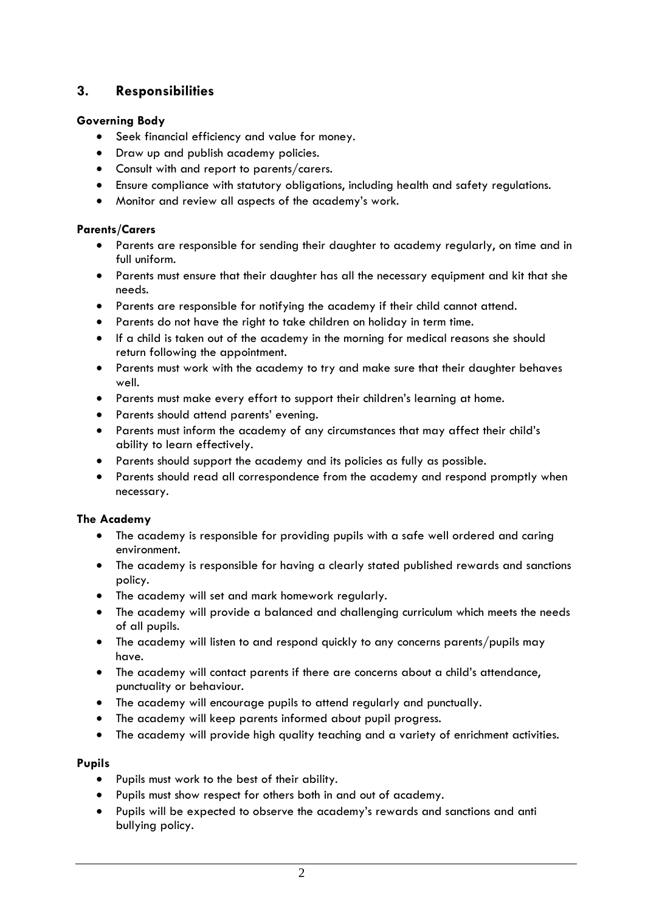## 3. Responsibilities

### Governing Body

- Seek financial efficiency and value for money.
- Draw up and publish academy policies.
- Consult with and report to parents/carers.
- Ensure compliance with statutory obligations, including health and safety regulations.
- Monitor and review all aspects of the academy's work.

### Parents/Carers

- Parents are responsible for sending their daughter to academy regularly, on time and in full uniform.
- Parents must ensure that their daughter has all the necessary equipment and kit that she needs.
- Parents are responsible for notifying the academy if their child cannot attend.
- Parents do not have the right to take children on holiday in term time.
- If a child is taken out of the academy in the morning for medical reasons she should return following the appointment.
- Parents must work with the academy to try and make sure that their daughter behaves well.
- Parents must make every effort to support their children's learning at home.
- Parents should attend parents' evening.
- Parents must inform the academy of any circumstances that may affect their child's ability to learn effectively.
- Parents should support the academy and its policies as fully as possible.
- Parents should read all correspondence from the academy and respond promptly when necessary.

### The Academy

- The academy is responsible for providing pupils with a safe well ordered and caring environment.
- The academy is responsible for having a clearly stated published rewards and sanctions policy.
- The academy will set and mark homework regularly.
- The academy will provide a balanced and challenging curriculum which meets the needs of all pupils.
- The academy will listen to and respond quickly to any concerns parents/pupils may have.
- The academy will contact parents if there are concerns about a child's attendance, punctuality or behaviour.
- The academy will encourage pupils to attend regularly and punctually.
- The academy will keep parents informed about pupil progress.
- The academy will provide high quality teaching and a variety of enrichment activities.

### Pupils

- Pupils must work to the best of their ability.
- Pupils must show respect for others both in and out of academy.
- Pupils will be expected to observe the academy's rewards and sanctions and anti bullying policy.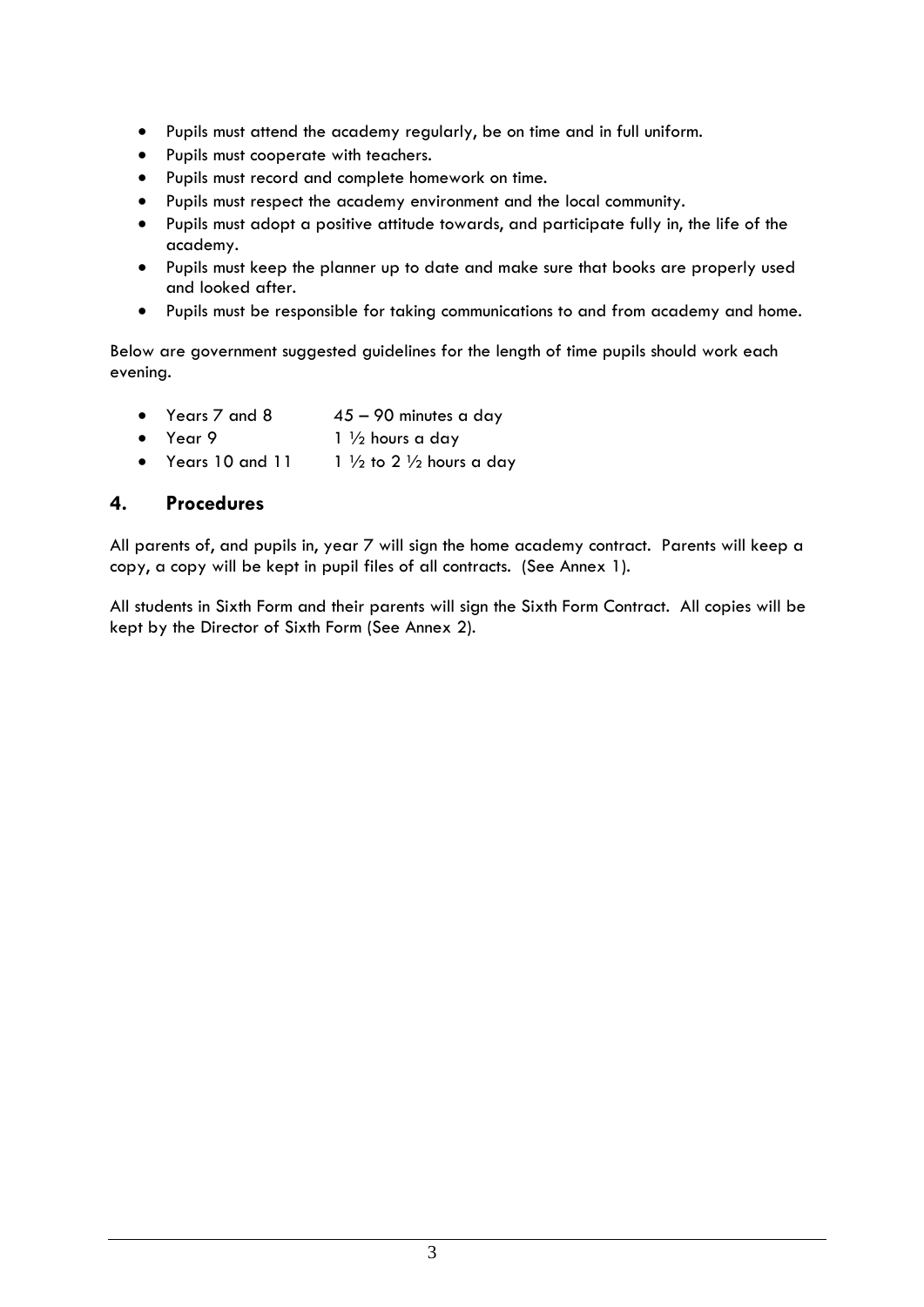- Pupils must attend the academy regularly, be on time and in full uniform.
- Pupils must cooperate with teachers.
- Pupils must record and complete homework on time.
- Pupils must respect the academy environment and the local community.
- Pupils must adopt a positive attitude towards, and participate fully in, the life of the academy.
- Pupils must keep the planner up to date and make sure that books are properly used and looked after.
- Pupils must be responsible for taking communications to and from academy and home.

Below are government suggested guidelines for the length of time pupils should work each evening.

- Years 7 and 8 45 – 90 minutes a day
- Year 9 1 ½ hours a day
- Years 10 and 11 1 ½ to 2 ½ hours a day

## 4. Procedures

All parents of, and pupils in, year 7 will sign the home academy contract. Parents will keep a copy, a copy will be kept in pupil files of all contracts. (See Annex 1).

All students in Sixth Form and their parents will sign the Sixth Form Contract. All copies will be kept by the Director of Sixth Form (See Annex 2).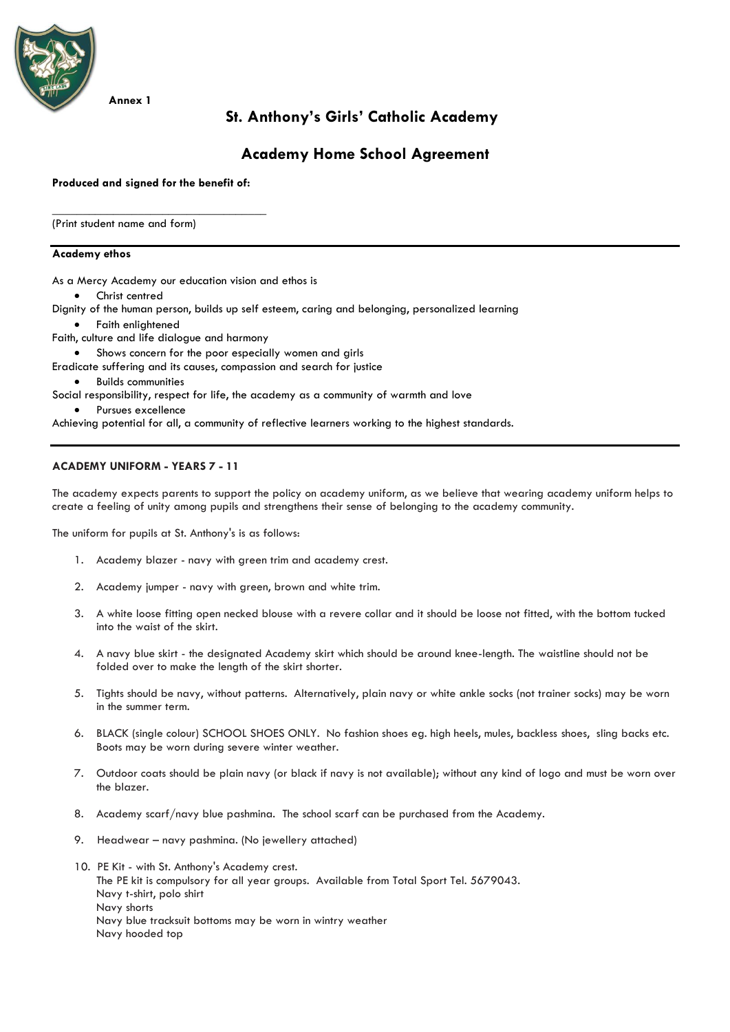**Annex 1**

# St. Anthony's Girls' Catholic Academy

## Academy Home School Agreement

**Produced and signed for the benefit of:**

\_\_\_\_\_\_\_\_\_\_\_\_\_\_\_\_\_\_\_\_\_\_\_\_\_\_\_\_\_\_\_\_\_\_\_\_\_\_\_\_

(Print student name and form)

---

**Academy ethos**

As a Mercy Academy our education vision and ethos is

- Christ centred

Dignity of the human person, builds up self esteem, caring and belonging, personalized learning

- Faith enlightened

Faith, culture and life dialogue and harmony

- Shows concern for the poor especially women and girls

Eradicate suffering and its causes, compassion and search for justice

- Builds communities

Social responsibility, respect for life, the academy as a community of warmth and love

- Pursues excellence

Achieving potential for all, a community of reflective learners working to the highest standards.

---

**ACADEMY UNIFORM - YEARS 7 - 11**

The academy expects parents to support the policy on academy uniform, as we believe that wearing academy uniform helps to create a feeling of unity among pupils and strengthens their sense of belonging to the academy community.

The uniform for pupils at St. Anthony's is as follows:

1. Academy blazer - navy with green trim and academy crest.
2. Academy jumper - navy with green, brown and white trim.
3. A white loose fitting open necked blouse with a revere collar and it should be loose not fitted, with the bottom tucked into the waist of the skirt.
4. A navy blue skirt - the designated Academy skirt which should be around knee-length. The waistline should not be folded over to make the length of the skirt shorter.
5. Tights should be navy, without patterns. Alternatively, plain navy or white ankle socks (not trainer socks) may be worn in the summer term.
6. BLACK (single colour) SCHOOL SHOES ONLY. No fashion shoes eg. high heels, mules, backless shoes, sling backs etc. Boots may be worn during severe winter weather.
7. Outdoor coats should be plain navy (or black if navy is not available); without any kind of logo and must be worn over the blazer.
8. Academy scarf/navy blue pashmina. The school scarf can be purchased from the Academy.
9. Headwear – navy pashmina. (No jewellery attached)
10. PE Kit - with St. Anthony's Academy crest.
    The PE kit is compulsory for all year groups. Available from Total Sport Tel. 5679043.
    Navy t-shirt, polo shirt
    Navy shorts
    Navy blue tracksuit bottoms may be worn in wintry weather
    Navy hooded top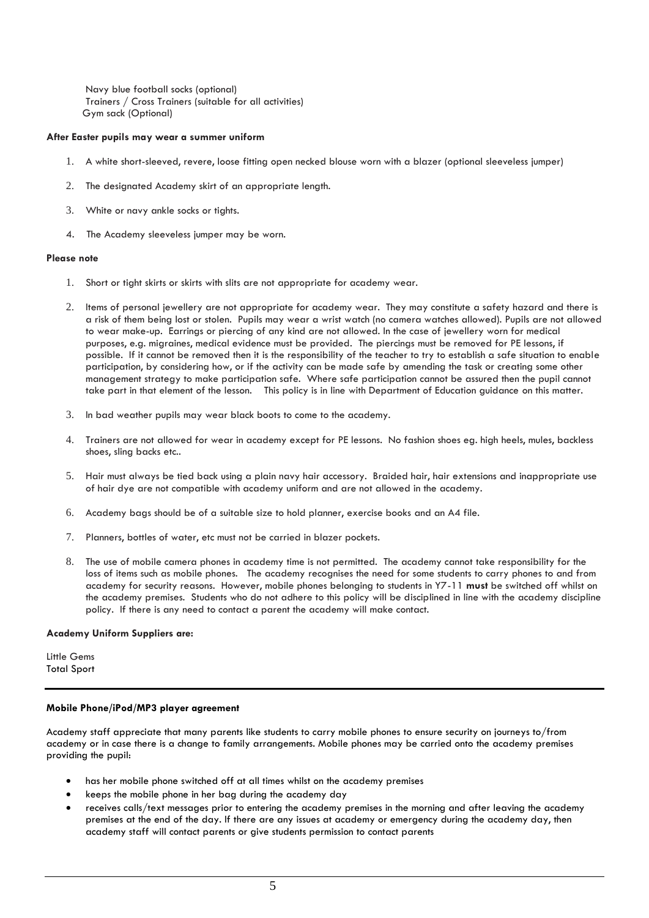Navy blue football socks (optional)
Trainers / Cross Trainers (suitable for all activities)
Gym sack (Optional)

**After Easter pupils may wear a summer uniform**

1. A white short-sleeved, revere, loose fitting open necked blouse worn with a blazer (optional sleeveless jumper)
2. The designated Academy skirt of an appropriate length.
3. White or navy ankle socks or tights.
4. The Academy sleeveless jumper may be worn.

**Please note**

1. Short or tight skirts or skirts with slits are not appropriate for academy wear.
2. Items of personal jewellery are not appropriate for academy wear. They may constitute a safety hazard and there is a risk of them being lost or stolen. Pupils may wear a wrist watch (no camera watches allowed). Pupils are not allowed to wear make-up. Earrings or piercing of any kind are not allowed. In the case of jewellery worn for medical purposes, e.g. migraines, medical evidence must be provided. The piercings must be removed for PE lessons, if possible. If it cannot be removed then it is the responsibility of the teacher to try to establish a safe situation to enable participation, by considering how, or if the activity can be made safe by amending the task or creating some other management strategy to make participation safe. Where safe participation cannot be assured then the pupil cannot take part in that element of the lesson. This policy is in line with Department of Education guidance on this matter.
3. In bad weather pupils may wear black boots to come to the academy.
4. Trainers are not allowed for wear in academy except for PE lessons. No fashion shoes eg. high heels, mules, backless shoes, sling backs etc..
5. Hair must always be tied back using a plain navy hair accessory. Braided hair, hair extensions and inappropriate use of hair dye are not compatible with academy uniform and are not allowed in the academy.
6. Academy bags should be of a suitable size to hold planner, exercise books and an A4 file.
7. Planners, bottles of water, etc must not be carried in blazer pockets.
8. The use of mobile camera phones in academy time is not permitted. The academy cannot take responsibility for the loss of items such as mobile phones. The academy recognises the need for some students to carry phones to and from academy for security reasons. However, mobile phones belonging to students in Y7-11 **must** be switched off whilst on the academy premises. Students who do not adhere to this policy will be disciplined in line with the academy discipline policy. If there is any need to contact a parent the academy will make contact.

**Academy Uniform Suppliers are:**

Little Gems
Total Sport

---

**Mobile Phone/iPod/MP3 player agreement**

Academy staff appreciate that many parents like students to carry mobile phones to ensure security on journeys to/from academy or in case there is a change to family arrangements. Mobile phones may be carried onto the academy premises providing the pupil:

- has her mobile phone switched off at all times whilst on the academy premises
- keeps the mobile phone in her bag during the academy day
- receives calls/text messages prior to entering the academy premises in the morning and after leaving the academy premises at the end of the day. If there are any issues at academy or emergency during the academy day, then academy staff will contact parents or give students permission to contact parents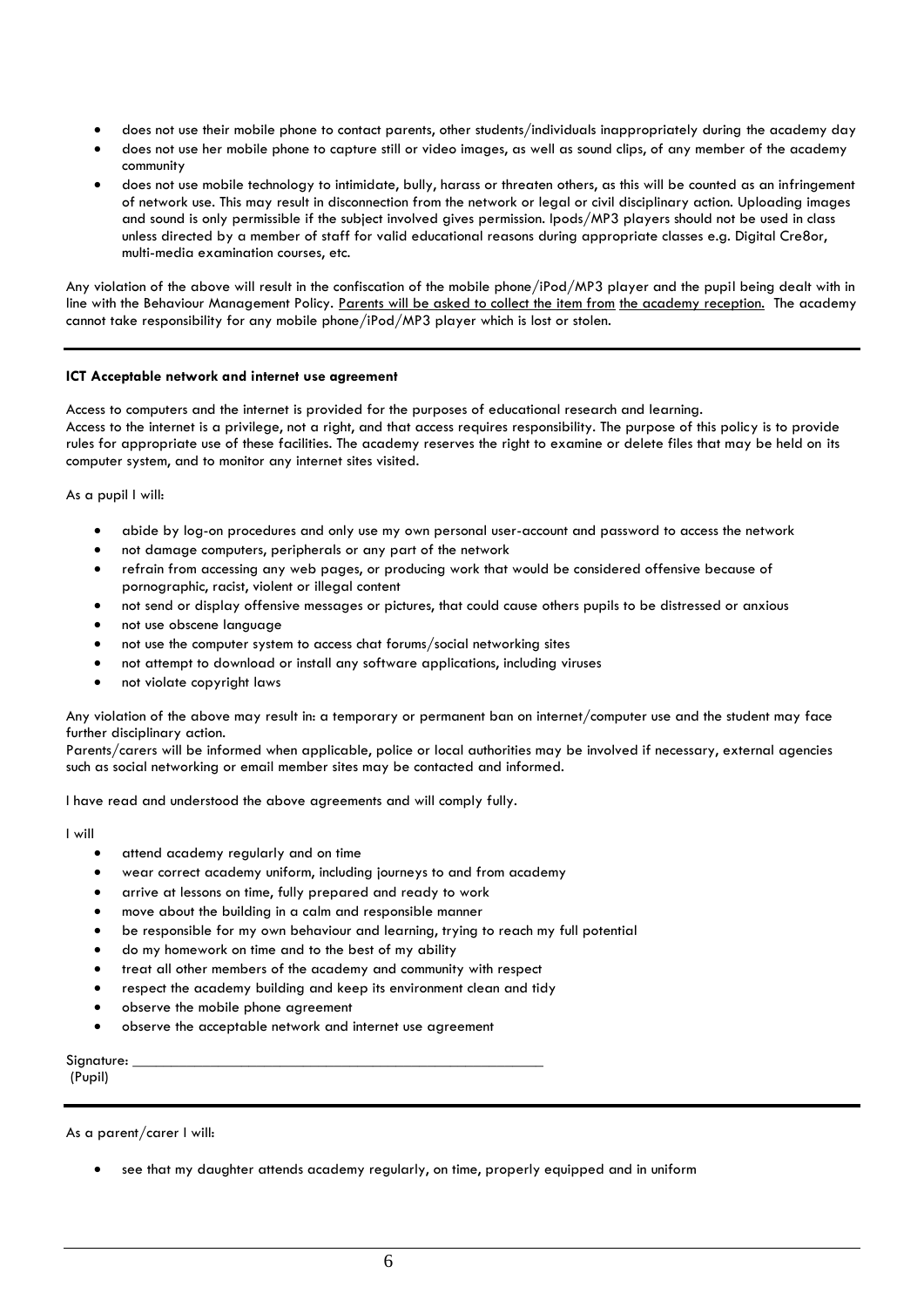- does not use their mobile phone to contact parents, other students/individuals inappropriately during the academy day
- does not use her mobile phone to capture still or video images, as well as sound clips, of any member of the academy community
- does not use mobile technology to intimidate, bully, harass or threaten others, as this will be counted as an infringement of network use. This may result in disconnection from the network or legal or civil disciplinary action. Uploading images and sound is only permissible if the subject involved gives permission. Ipods/MP3 players should not be used in class unless directed by a member of staff for valid educational reasons during appropriate classes e.g. Digital Cre8or, multi-media examination courses, etc.

Any violation of the above will result in the confiscation of the mobile phone/iPod/MP3 player and the pupil being dealt with in line with the Behaviour Management Policy. Parents will be asked to collect the item from the academy reception. The academy cannot take responsibility for any mobile phone/iPod/MP3 player which is lost or stolen.

---

**ICT Acceptable network and internet use agreement**

Access to computers and the internet is provided for the purposes of educational research and learning.
Access to the internet is a privilege, not a right, and that access requires responsibility. The purpose of this policy is to provide rules for appropriate use of these facilities. The academy reserves the right to examine or delete files that may be held on its computer system, and to monitor any internet sites visited.

As a pupil I will:

- abide by log-on procedures and only use my own personal user-account and password to access the network
- not damage computers, peripherals or any part of the network
- refrain from accessing any web pages, or producing work that would be considered offensive because of pornographic, racist, violent or illegal content
- not send or display offensive messages or pictures, that could cause others pupils to be distressed or anxious
- not use obscene language
- not use the computer system to access chat forums/social networking sites
- not attempt to download or install any software applications, including viruses
- not violate copyright laws

Any violation of the above may result in: a temporary or permanent ban on internet/computer use and the student may face further disciplinary action.
Parents/carers will be informed when applicable, police or local authorities may be involved if necessary, external agencies such as social networking or email member sites may be contacted and informed.

I have read and understood the above agreements and will comply fully.

I will

- attend academy regularly and on time
- wear correct academy uniform, including journeys to and from academy
- arrive at lessons on time, fully prepared and ready to work
- move about the building in a calm and responsible manner
- be responsible for my own behaviour and learning, trying to reach my full potential
- do my homework on time and to the best of my ability
- treat all other members of the academy and community with respect
- respect the academy building and keep its environment clean and tidy
- observe the mobile phone agreement
- observe the acceptable network and internet use agreement

Signature: \_\_\_\_\_\_\_\_\_\_\_\_\_\_\_\_\_\_\_\_\_\_\_\_\_\_\_\_\_\_\_\_\_\_\_\_\_\_\_\_\_\_\_\_\_\_\_\_\_\_
(Pupil)

---

As a parent/carer I will:

- see that my daughter attends academy regularly, on time, properly equipped and in uniform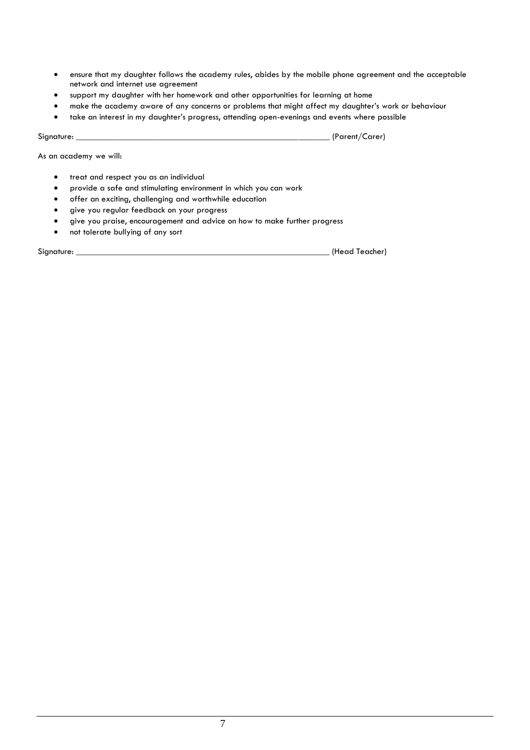- ensure that my daughter follows the academy rules, abides by the mobile phone agreement and the acceptable network and internet use agreement
- support my daughter with her homework and other opportunities for learning at home
- make the academy aware of any concerns or problems that might affect my daughter's work or behaviour
- take an interest in my daughter's progress, attending open-evenings and events where possible

Signature: ___________________________________________________________ (Parent/Carer)

As an academy we will:

- treat and respect you as an individual
- provide a safe and stimulating environment in which you can work
- offer an exciting, challenging and worthwhile education
- give you regular feedback on your progress
- give you praise, encouragement and advice on how to make further progress
- not tolerate bullying of any sort

Signature: ___________________________________________________________ (Head Teacher)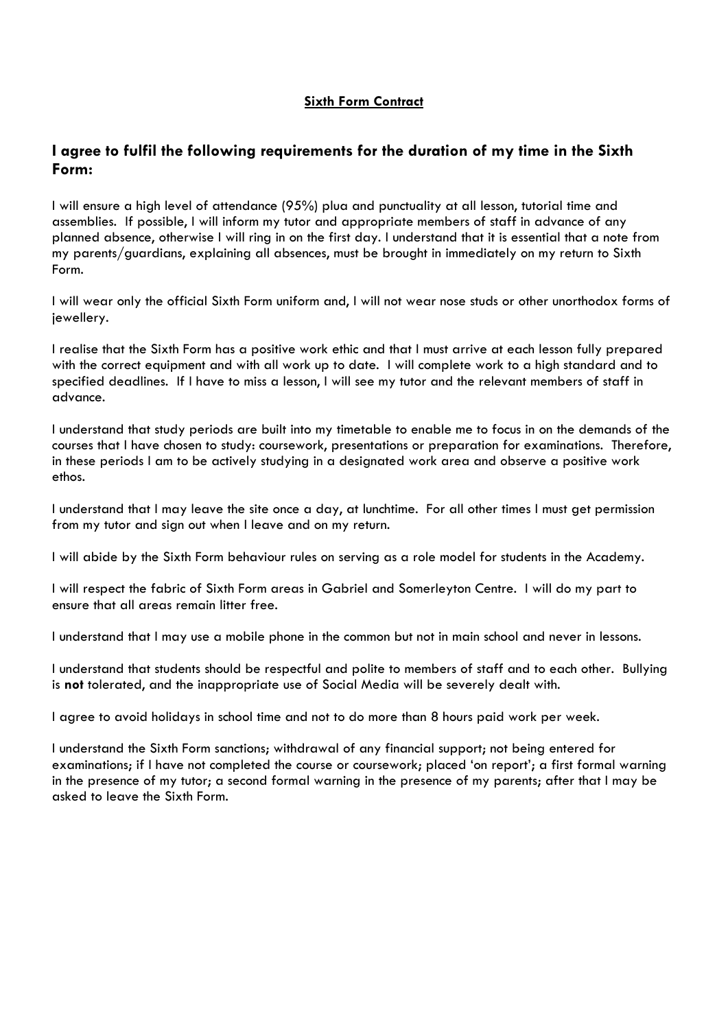**Sixth Form Contract**

## I agree to fulfil the following requirements for the duration of my time in the Sixth Form:

I will ensure a high level of attendance (95%) plua and punctuality at all lesson, tutorial time and assemblies. If possible, I will inform my tutor and appropriate members of staff in advance of any planned absence, otherwise I will ring in on the first day. I understand that it is essential that a note from my parents/guardians, explaining all absences, must be brought in immediately on my return to Sixth Form.

I will wear only the official Sixth Form uniform and, I will not wear nose studs or other unorthodox forms of jewellery.

I realise that the Sixth Form has a positive work ethic and that I must arrive at each lesson fully prepared with the correct equipment and with all work up to date. I will complete work to a high standard and to specified deadlines. If I have to miss a lesson, I will see my tutor and the relevant members of staff in advance.

I understand that study periods are built into my timetable to enable me to focus in on the demands of the courses that I have chosen to study: coursework, presentations or preparation for examinations. Therefore, in these periods I am to be actively studying in a designated work area and observe a positive work ethos.

I understand that I may leave the site once a day, at lunchtime. For all other times I must get permission from my tutor and sign out when I leave and on my return.

I will abide by the Sixth Form behaviour rules on serving as a role model for students in the Academy.

I will respect the fabric of Sixth Form areas in Gabriel and Somerleyton Centre. I will do my part to ensure that all areas remain litter free.

I understand that I may use a mobile phone in the common but not in main school and never in lessons.

I understand that students should be respectful and polite to members of staff and to each other. Bullying is **not** tolerated, and the inappropriate use of Social Media will be severely dealt with.

I agree to avoid holidays in school time and not to do more than 8 hours paid work per week.

I understand the Sixth Form sanctions; withdrawal of any financial support; not being entered for examinations; if I have not completed the course or coursework; placed 'on report'; a first formal warning in the presence of my tutor; a second formal warning in the presence of my parents; after that I may be asked to leave the Sixth Form.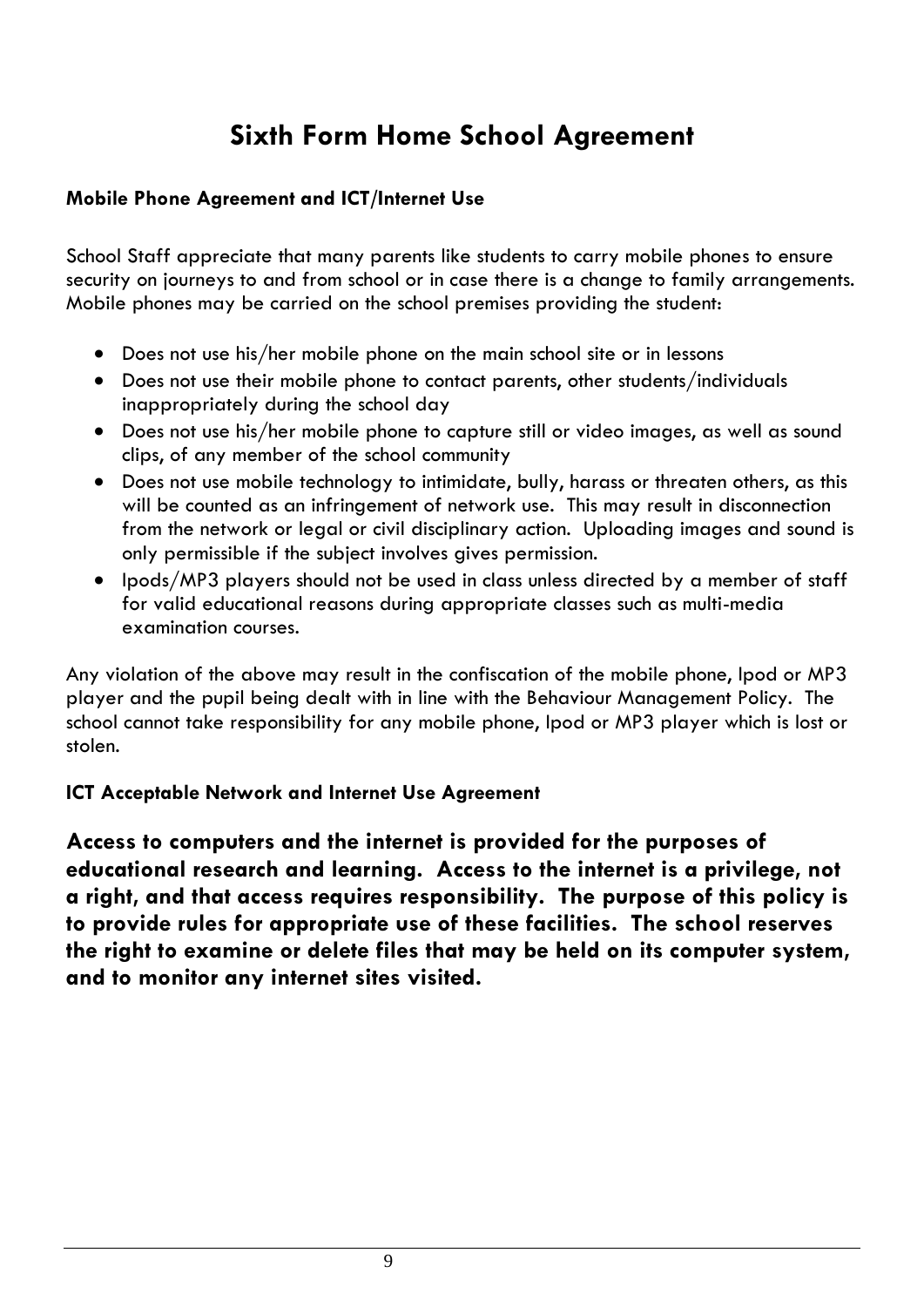# Sixth Form Home School Agreement

### Mobile Phone Agreement and ICT/Internet Use

School Staff appreciate that many parents like students to carry mobile phones to ensure security on journeys to and from school or in case there is a change to family arrangements. Mobile phones may be carried on the school premises providing the student:

- Does not use his/her mobile phone on the main school site or in lessons
- Does not use their mobile phone to contact parents, other students/individuals inappropriately during the school day
- Does not use his/her mobile phone to capture still or video images, as well as sound clips, of any member of the school community
- Does not use mobile technology to intimidate, bully, harass or threaten others, as this will be counted as an infringement of network use. This may result in disconnection from the network or legal or civil disciplinary action. Uploading images and sound is only permissible if the subject involves gives permission.
- Ipods/MP3 players should not be used in class unless directed by a member of staff for valid educational reasons during appropriate classes such as multi-media examination courses.

Any violation of the above may result in the confiscation of the mobile phone, Ipod or MP3 player and the pupil being dealt with in line with the Behaviour Management Policy. The school cannot take responsibility for any mobile phone, Ipod or MP3 player which is lost or stolen.

### ICT Acceptable Network and Internet Use Agreement

**Access to computers and the internet is provided for the purposes of educational research and learning. Access to the internet is a privilege, not a right, and that access requires responsibility. The purpose of this policy is to provide rules for appropriate use of these facilities. The school reserves the right to examine or delete files that may be held on its computer system, and to monitor any internet sites visited.**